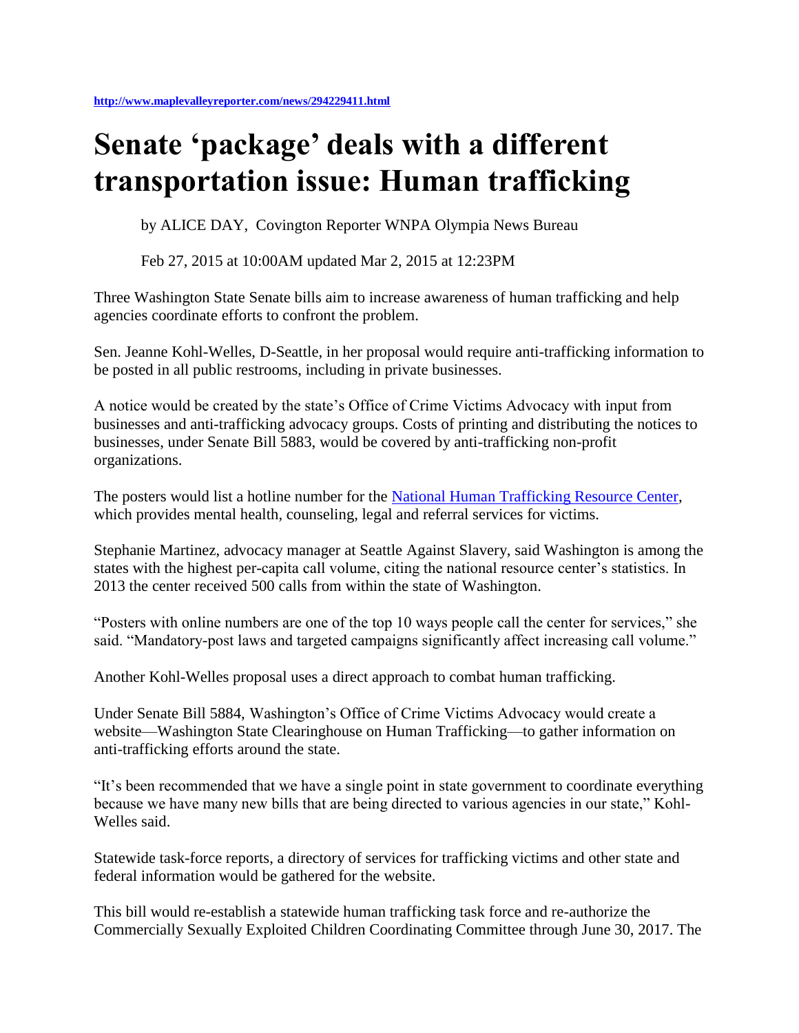http://www.maplevalleyreporter.com/news/294229411.html

# Senate 'package' deals with a different transportation issue: Human trafficking

by ALICE DAY, Covington Reporter WNPA Olympia News Bureau

Feb 27, 2015 at 10:00AM updated Mar 2, 2015 at 12:23PM

Three Washington State Senate bills aim to increase awareness of human trafficking and help agencies coordinate efforts to confront the problem.

Sen. Jeanne Kohl-Welles, D-Seattle, in her proposal would require anti-trafficking information to be posted in all public restrooms, including in private businesses.

A notice would be created by the state's Office of Crime Victims Advocacy with input from businesses and anti-trafficking advocacy groups. Costs of printing and distributing the notices to businesses, under Senate Bill 5883, would be covered by anti-trafficking non-profit organizations.

The posters would list a hotline number for the National Human Trafficking Resource Center, which provides mental health, counseling, legal and referral services for victims.

Stephanie Martinez, advocacy manager at Seattle Against Slavery, said Washington is among the states with the highest per-capita call volume, citing the national resource center's statistics. In 2013 the center received 500 calls from within the state of Washington.

"Posters with online numbers are one of the top 10 ways people call the center for services," she said. "Mandatory-post laws and targeted campaigns significantly affect increasing call volume."

Another Kohl-Welles proposal uses a direct approach to combat human trafficking.

Under Senate Bill 5884, Washington's Office of Crime Victims Advocacy would create a website—Washington State Clearinghouse on Human Trafficking—to gather information on anti-trafficking efforts around the state.

"It's been recommended that we have a single point in state government to coordinate everything because we have many new bills that are being directed to various agencies in our state," Kohl-Welles said.

Statewide task-force reports, a directory of services for trafficking victims and other state and federal information would be gathered for the website.

This bill would re-establish a statewide human trafficking task force and re-authorize the Commercially Sexually Exploited Children Coordinating Committee through June 30, 2017. The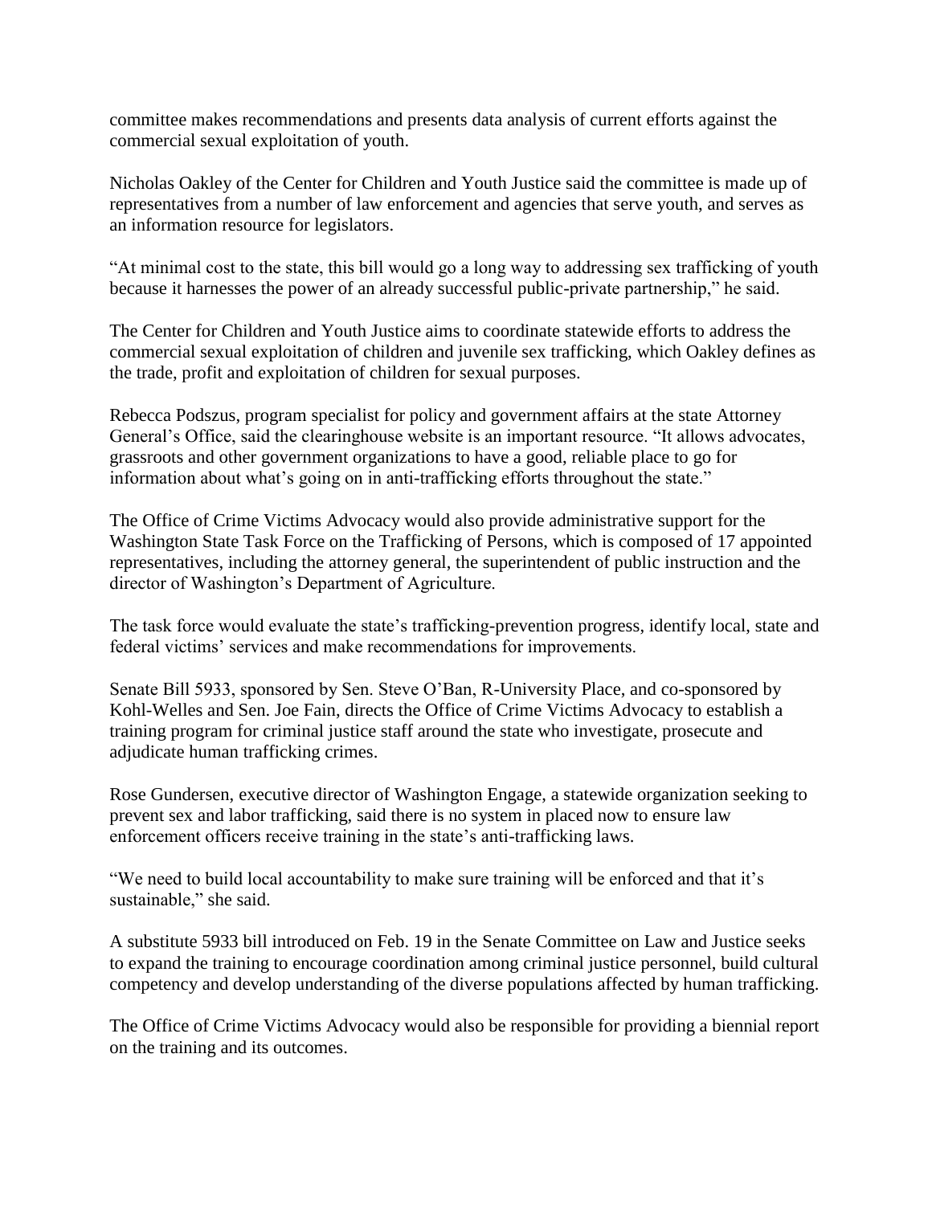committee makes recommendations and presents data analysis of current efforts against the commercial sexual exploitation of youth.

Nicholas Oakley of the Center for Children and Youth Justice said the committee is made up of representatives from a number of law enforcement and agencies that serve youth, and serves as an information resource for legislators.

"At minimal cost to the state, this bill would go a long way to addressing sex trafficking of youth because it harnesses the power of an already successful public-private partnership," he said.

The Center for Children and Youth Justice aims to coordinate statewide efforts to address the commercial sexual exploitation of children and juvenile sex trafficking, which Oakley defines as the trade, profit and exploitation of children for sexual purposes.

Rebecca Podszus, program specialist for policy and government affairs at the state Attorney General's Office, said the clearinghouse website is an important resource. "It allows advocates, grassroots and other government organizations to have a good, reliable place to go for information about what's going on in anti-trafficking efforts throughout the state."

The Office of Crime Victims Advocacy would also provide administrative support for the Washington State Task Force on the Trafficking of Persons, which is composed of 17 appointed representatives, including the attorney general, the superintendent of public instruction and the director of Washington's Department of Agriculture.

The task force would evaluate the state's trafficking-prevention progress, identify local, state and federal victims' services and make recommendations for improvements.

Senate Bill 5933, sponsored by Sen. Steve O'Ban, R-University Place, and co-sponsored by Kohl-Welles and Sen. Joe Fain, directs the Office of Crime Victims Advocacy to establish a training program for criminal justice staff around the state who investigate, prosecute and adjudicate human trafficking crimes.

Rose Gundersen, executive director of Washington Engage, a statewide organization seeking to prevent sex and labor trafficking, said there is no system in placed now to ensure law enforcement officers receive training in the state's anti-trafficking laws.

"We need to build local accountability to make sure training will be enforced and that it's sustainable," she said.

A substitute 5933 bill introduced on Feb. 19 in the Senate Committee on Law and Justice seeks to expand the training to encourage coordination among criminal justice personnel, build cultural competency and develop understanding of the diverse populations affected by human trafficking.

The Office of Crime Victims Advocacy would also be responsible for providing a biennial report on the training and its outcomes.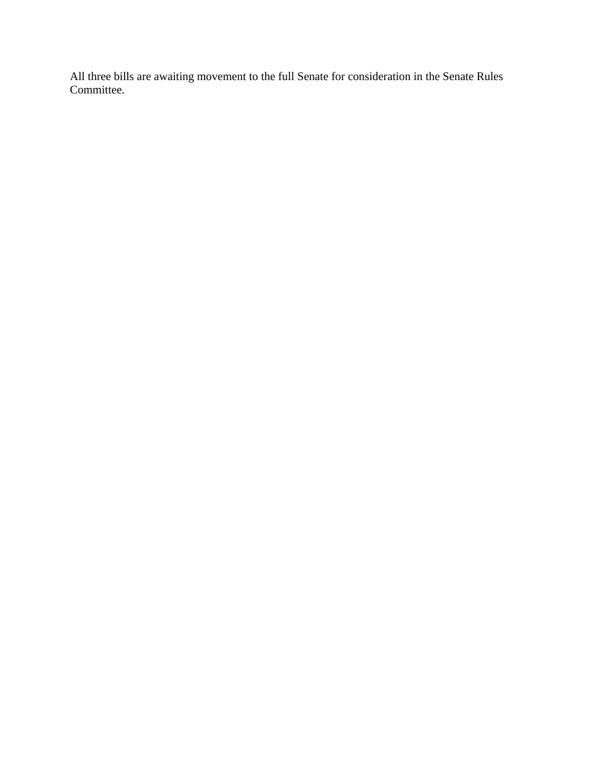All three bills are awaiting movement to the full Senate for consideration in the Senate Rules Committee.